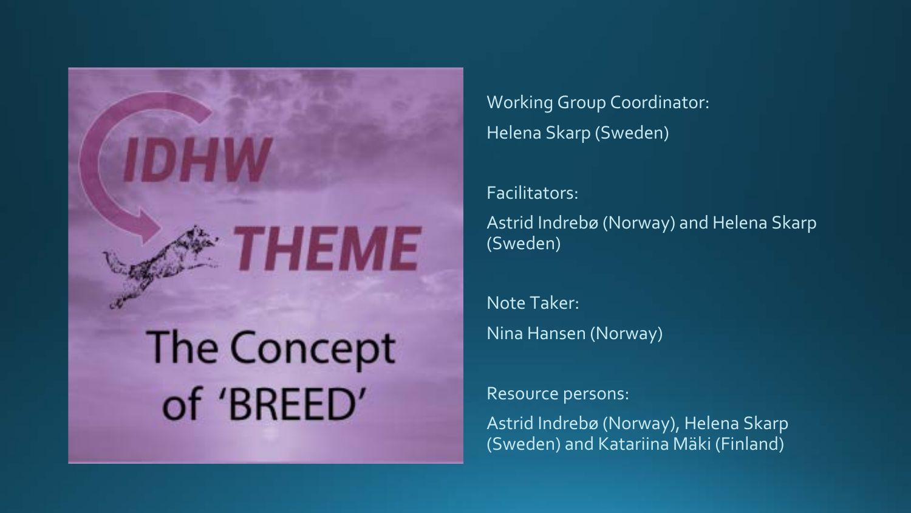# IDHW THEME

## The Concept of 'BREED'

Working Group Coordinator:

Helena Skarp (Sweden)

Facilitators:

Astrid Indrebø (Norway) and Helena Skarp (Sweden)

Note Taker:

Nina Hansen (Norway)

Resource persons:

Astrid Indrebø (Norway), Helena Skarp (Sweden) and Katariina Mäki (Finland)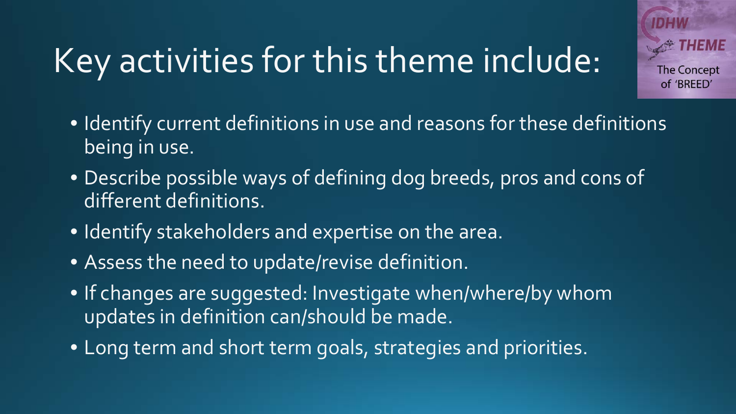# Key activities for this theme include:

IDHW THEME
The Concept of 'BREED'

- Identify current definitions in use and reasons for these definitions being in use.
- Describe possible ways of defining dog breeds, pros and cons of different definitions.
- Identify stakeholders and expertise on the area.
- Assess the need to update/revise definition.
- If changes are suggested: Investigate when/where/by whom updates in definition can/should be made.
- Long term and short term goals, strategies and priorities.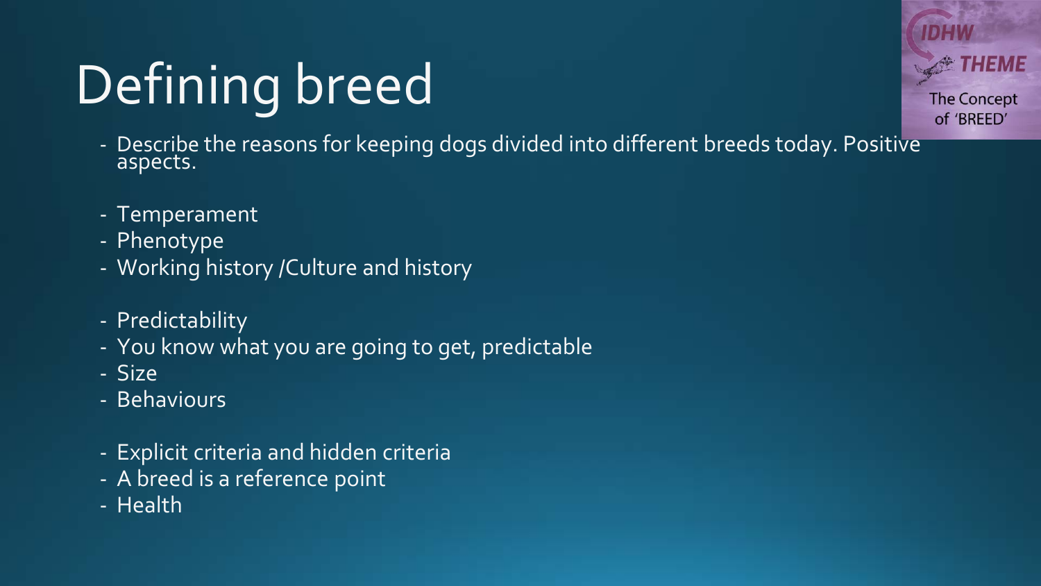# Defining breed

IDHW THEME
The Concept of 'BREED'

- Describe the reasons for keeping dogs divided into different breeds today. Positive aspects.

- Temperament
- Phenotype
- Working history /Culture and history

- Predictability
- You know what you are going to get, predictable
- Size
- Behaviours

- Explicit criteria and hidden criteria
- A breed is a reference point
- Health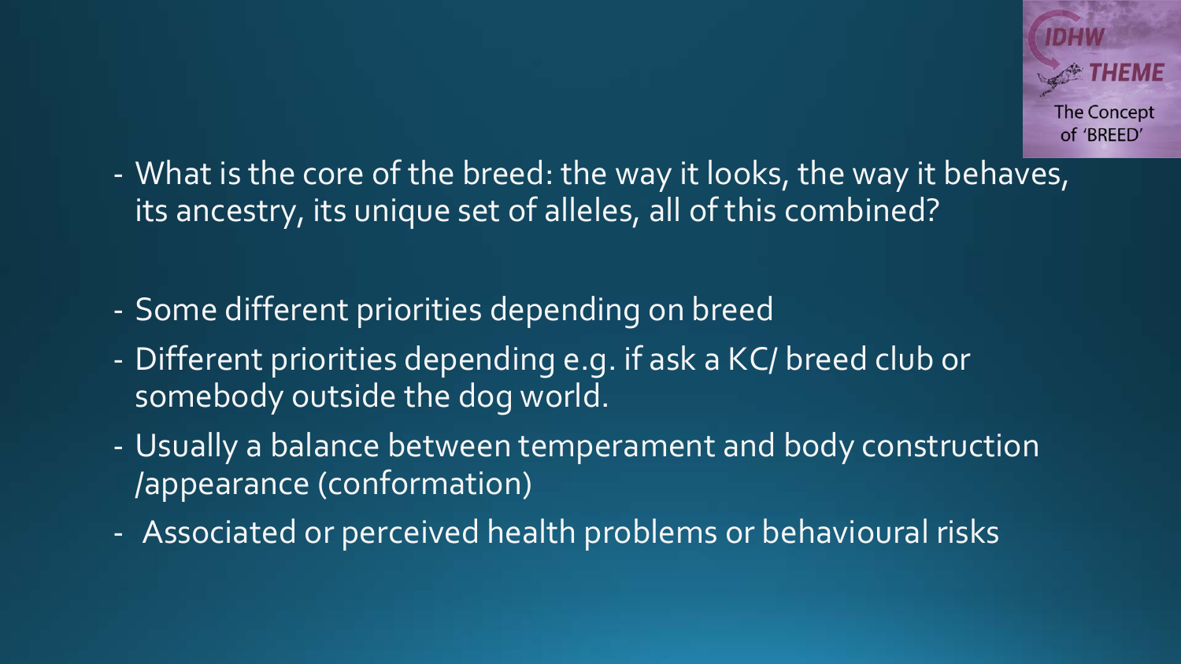- What is the core of the breed: the way it looks, the way it behaves, its ancestry, its unique set of alleles, all of this combined?

- Some different priorities depending on breed
- Different priorities depending e.g. if ask a KC/ breed club or somebody outside the dog world.
- Usually a balance between temperament and body construction /appearance (conformation)
- Associated or perceived health problems or behavioural risks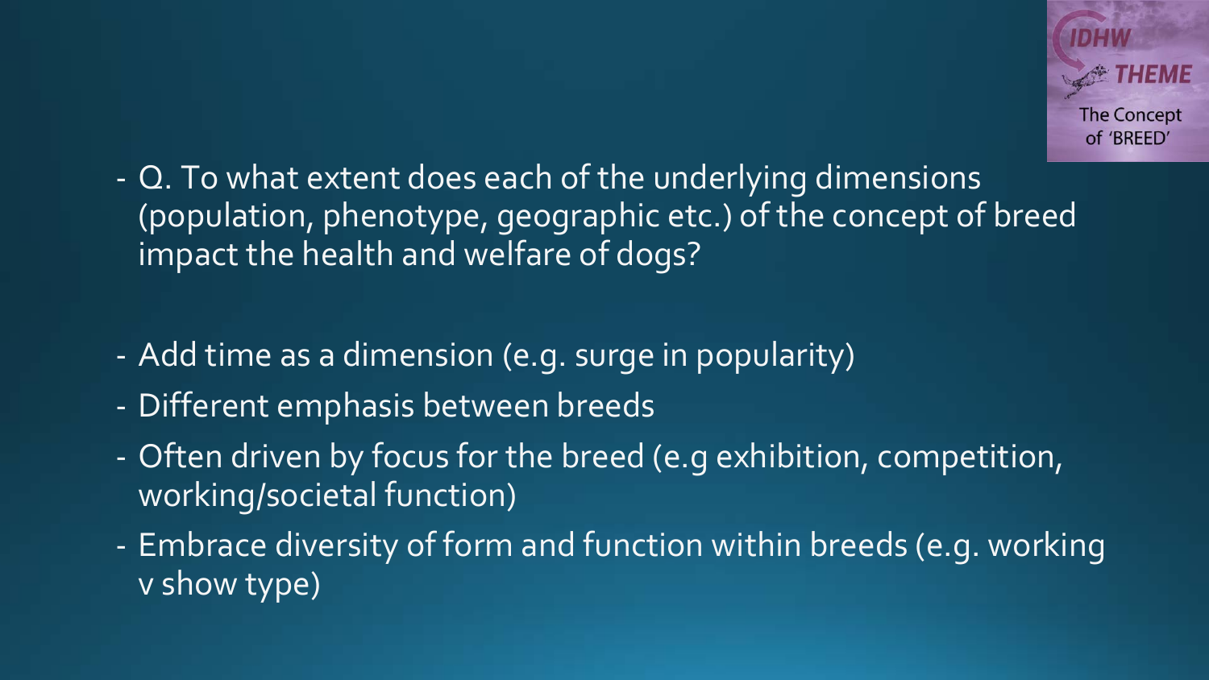- Q. To what extent does each of the underlying dimensions (population, phenotype, geographic etc.) of the concept of breed impact the health and welfare of dogs?

- Add time as a dimension (e.g. surge in popularity)
- Different emphasis between breeds
- Often driven by focus for the breed (e.g exhibition, competition, working/societal function)
- Embrace diversity of form and function within breeds (e.g. working v show type)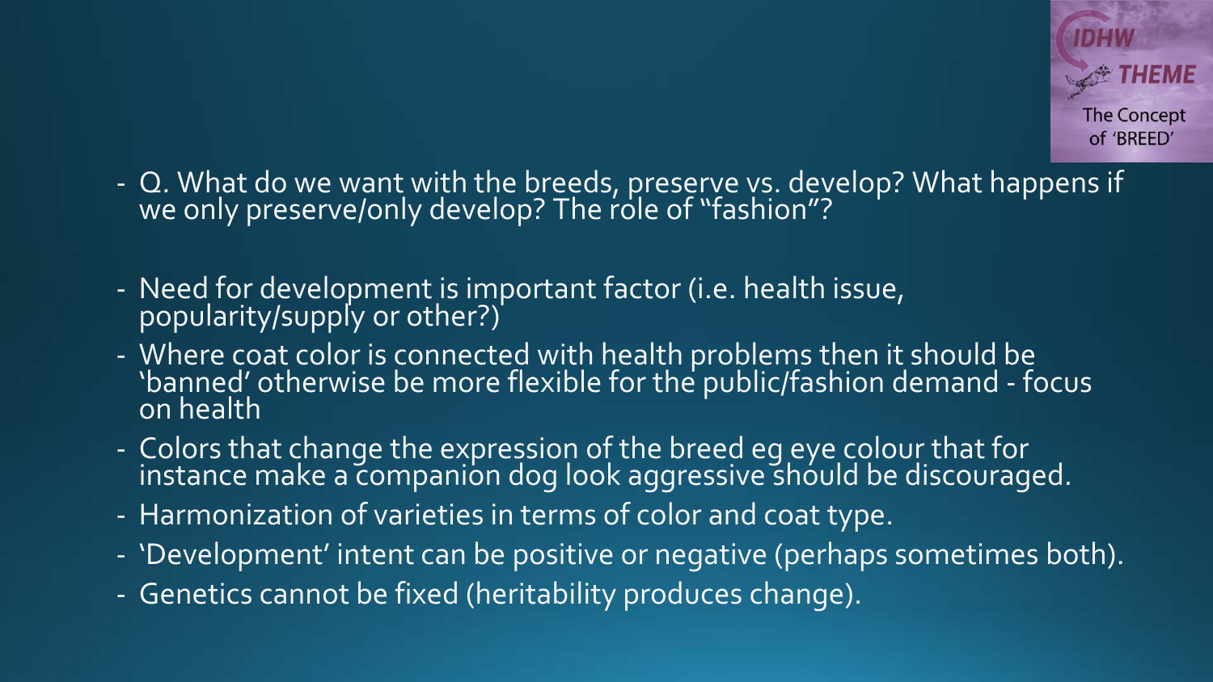IDHW THEME

The Concept of 'BREED'

- Q. What do we want with the breeds, preserve vs. develop? What happens if we only preserve/only develop? The role of "fashion"?

- Need for development is important factor (i.e. health issue, popularity/supply or other?)
- Where coat color is connected with health problems then it should be 'banned' otherwise be more flexible for the public/fashion demand - focus on health
- Colors that change the expression of the breed eg eye colour that for instance make a companion dog look aggressive should be discouraged.
- Harmonization of varieties in terms of color and coat type.
- 'Development' intent can be positive or negative (perhaps sometimes both).
- Genetics cannot be fixed (heritability produces change).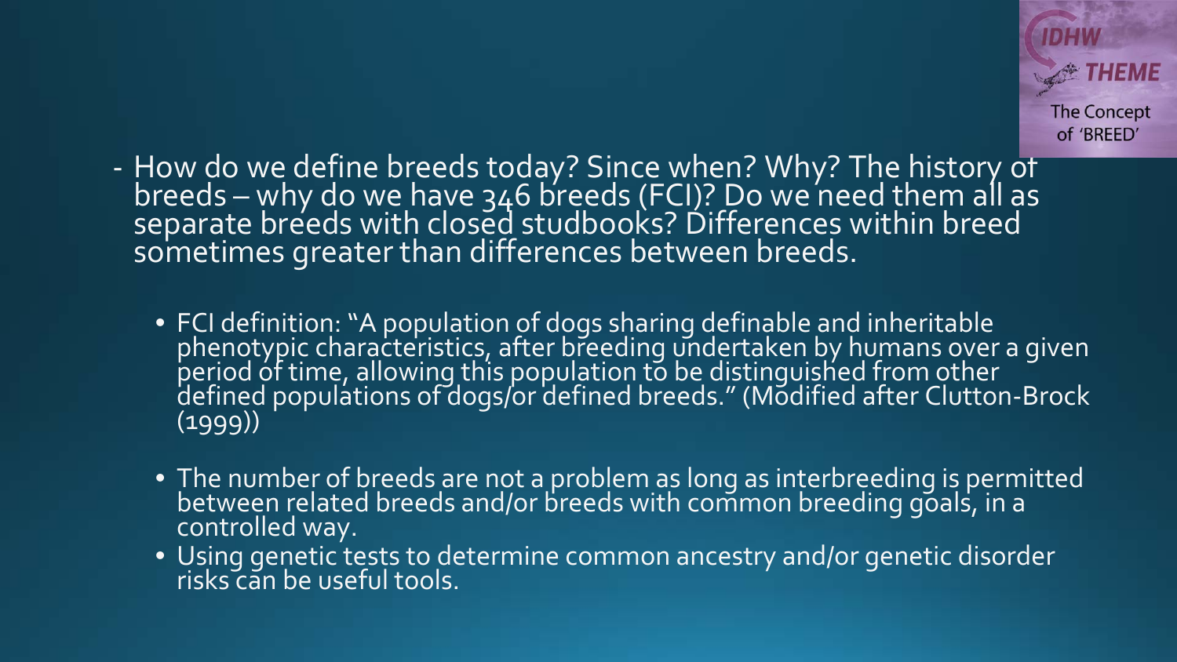- How do we define breeds today? Since when? Why? The history of breeds – why do we have 346 breeds (FCI)? Do we need them all as separate breeds with closed studbooks? Differences within breed sometimes greater than differences between breeds.

  - FCI definition: "A population of dogs sharing definable and inheritable phenotypic characteristics, after breeding undertaken by humans over a given period of time, allowing this population to be distinguished from other defined populations of dogs/or defined breeds." (Modified after Clutton-Brock (1999))

  - The number of breeds are not a problem as long as interbreeding is permitted between related breeds and/or breeds with common breeding goals, in a controlled way.
  - Using genetic tests to determine common ancestry and/or genetic disorder risks can be useful tools.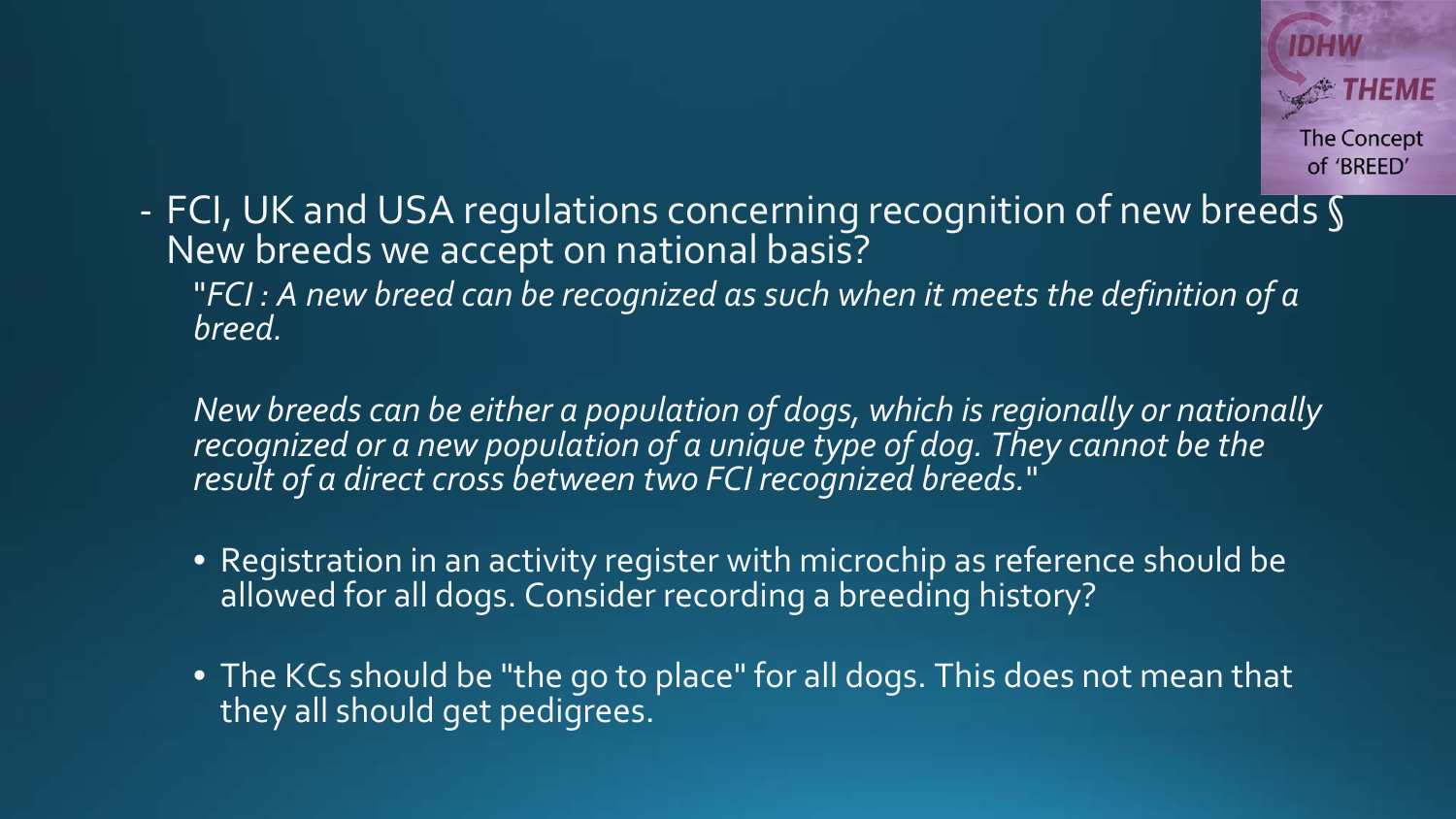- FCI, UK and USA regulations concerning recognition of new breeds § New breeds we accept on national basis?

  "*FCI : A new breed can be recognized as such when it meets the definition of a breed.*

  *New breeds can be either a population of dogs, which is regionally or nationally recognized or a new population of a unique type of dog. They cannot be the result of a direct cross between two FCI recognized breeds.*"

  - Registration in an activity register with microchip as reference should be allowed for all dogs. Consider recording a breeding history?
  - The KCs should be "the go to place" for all dogs. This does not mean that they all should get pedigrees.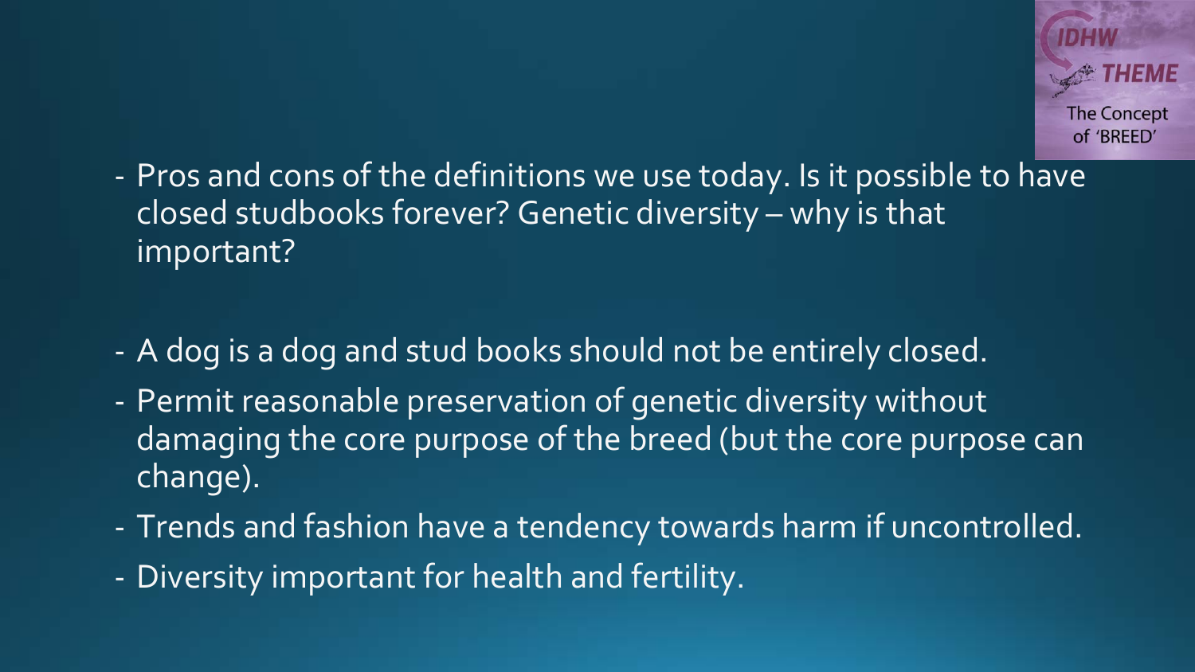IDHW THEME

The Concept of 'BREED'

- Pros and cons of the definitions we use today. Is it possible to have closed studbooks forever? Genetic diversity – why is that important?

- A dog is a dog and stud books should not be entirely closed.
- Permit reasonable preservation of genetic diversity without damaging the core purpose of the breed (but the core purpose can change).
- Trends and fashion have a tendency towards harm if uncontrolled.
- Diversity important for health and fertility.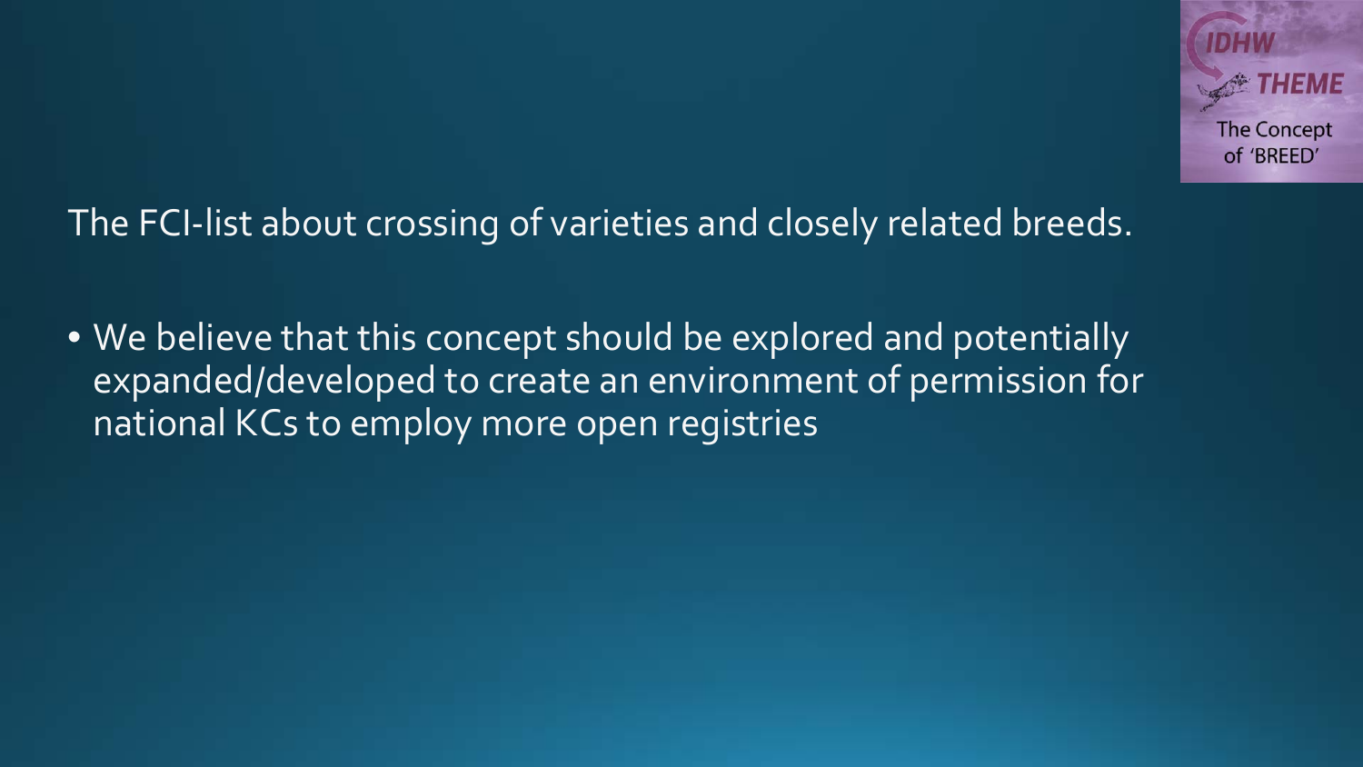IDHW THEME

The Concept of 'BREED'

The FCI-list about crossing of varieties and closely related breeds.

- We believe that this concept should be explored and potentially expanded/developed to create an environment of permission for national KCs to employ more open registries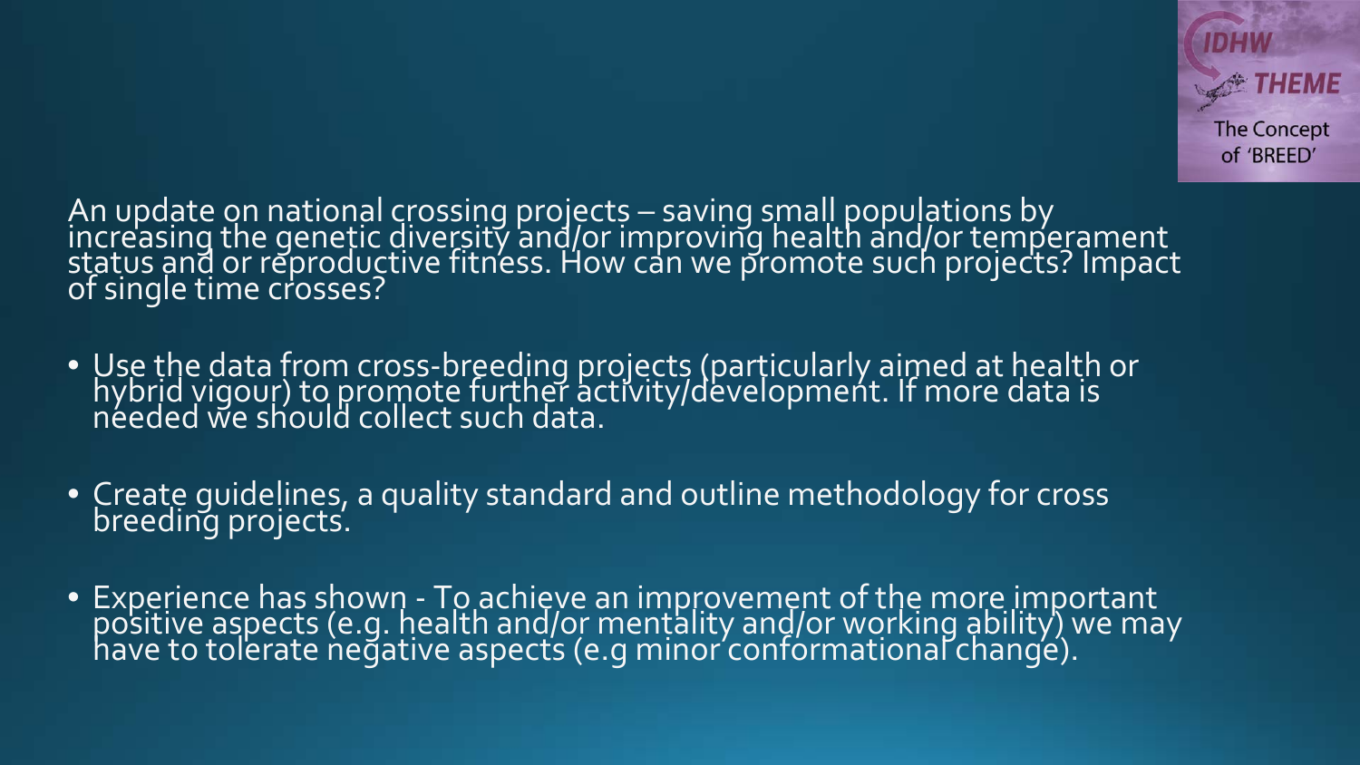An update on national crossing projects – saving small populations by increasing the genetic diversity and/or improving health and/or temperament status and or reproductive fitness. How can we promote such projects? Impact of single time crosses?

- Use the data from cross-breeding projects (particularly aimed at health or hybrid vigour) to promote further activity/development. If more data is needed we should collect such data.
- Create guidelines, a quality standard and outline methodology for cross breeding projects.
- Experience has shown - To achieve an improvement of the more important positive aspects (e.g. health and/or mentality and/or working ability) we may have to tolerate negative aspects (e.g minor conformational change).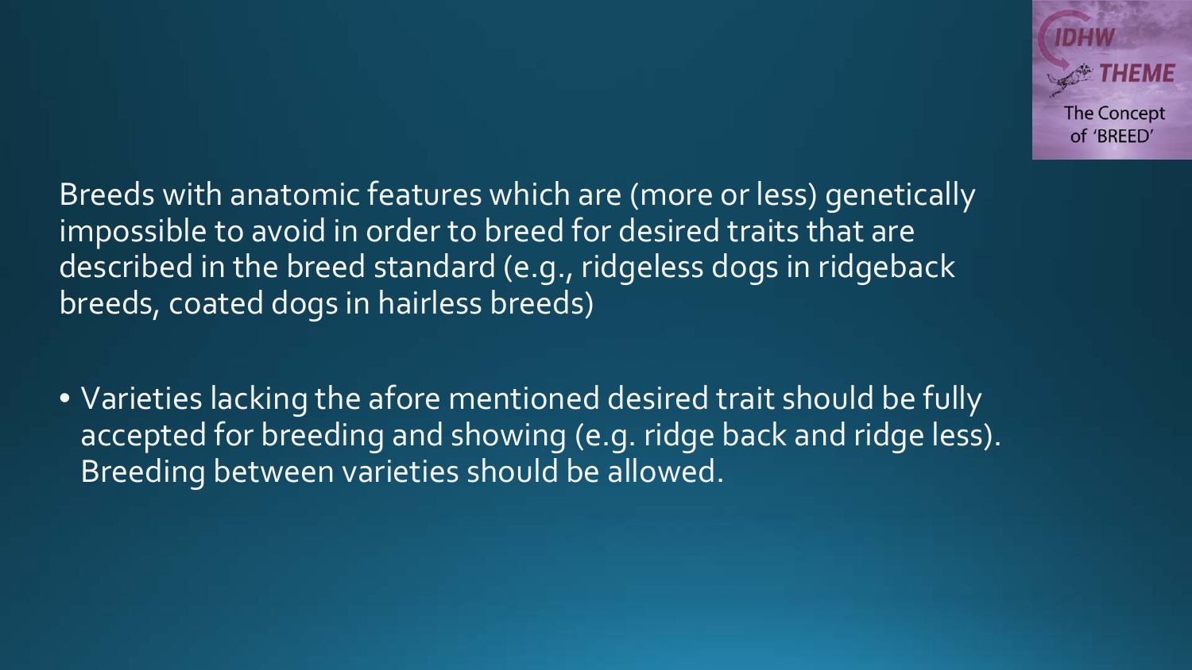Breeds with anatomic features which are (more or less) genetically impossible to avoid in order to breed for desired traits that are described in the breed standard (e.g., ridgeless dogs in ridgeback breeds, coated dogs in hairless breeds)

- Varieties lacking the afore mentioned desired trait should be fully accepted for breeding and showing (e.g. ridge back and ridge less). Breeding between varieties should be allowed.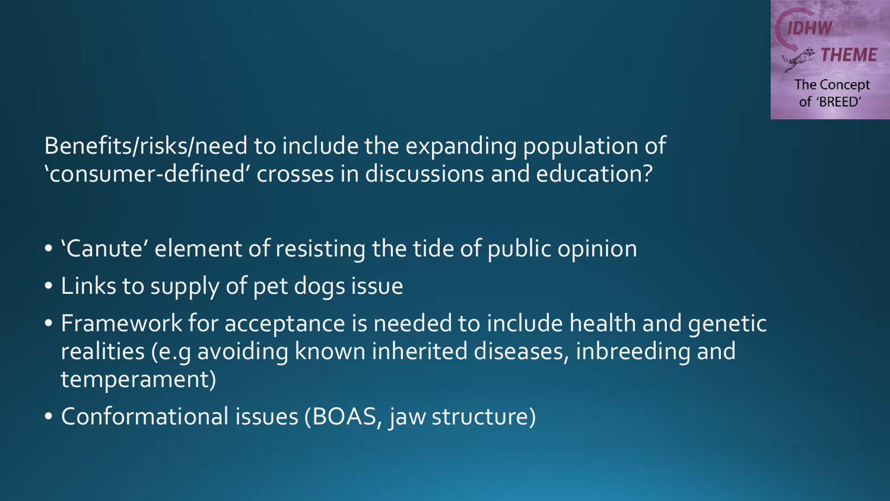IDHW THEME

The Concept of 'BREED'

Benefits/risks/need to include the expanding population of 'consumer-defined' crosses in discussions and education?

- 'Canute' element of resisting the tide of public opinion
- Links to supply of pet dogs issue
- Framework for acceptance is needed to include health and genetic realities (e.g avoiding known inherited diseases, inbreeding and temperament)
- Conformational issues (BOAS, jaw structure)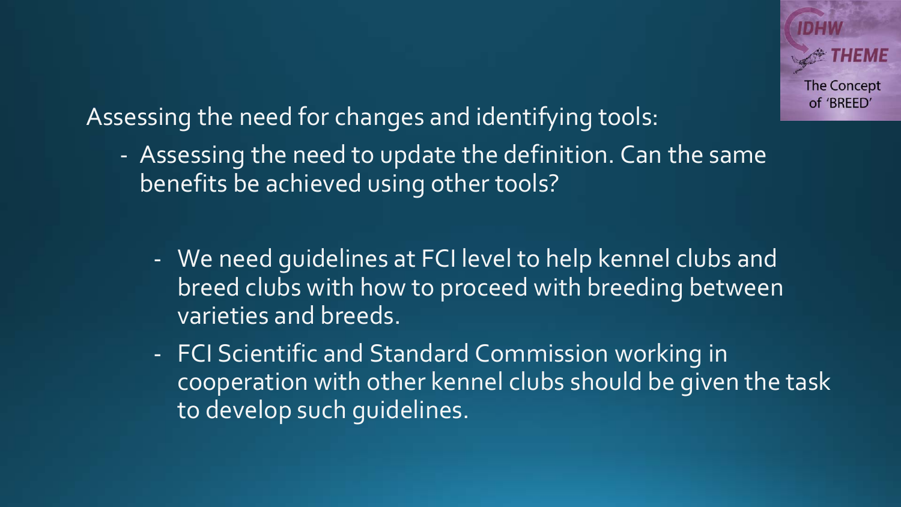Assessing the need for changes and identifying tools:

- Assessing the need to update the definition. Can the same benefits be achieved using other tools?

  - We need guidelines at FCI level to help kennel clubs and breed clubs with how to proceed with breeding between varieties and breeds.
  - FCI Scientific and Standard Commission working in cooperation with other kennel clubs should be given the task to develop such guidelines.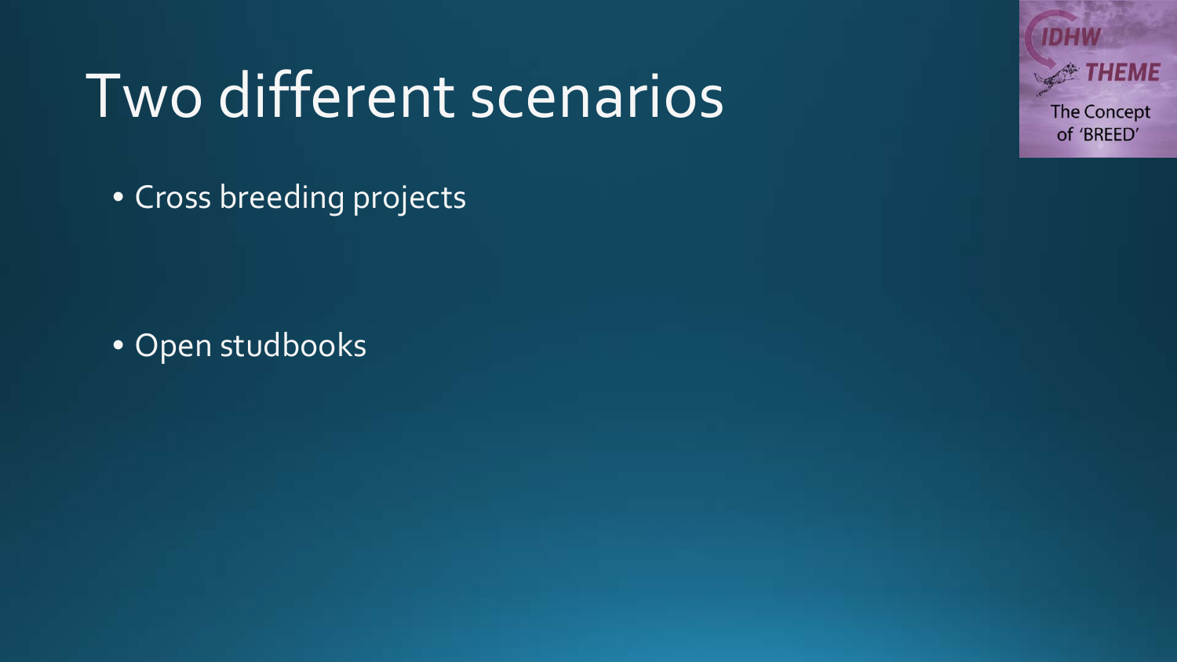# Two different scenarios

- Cross breeding projects

- Open studbooks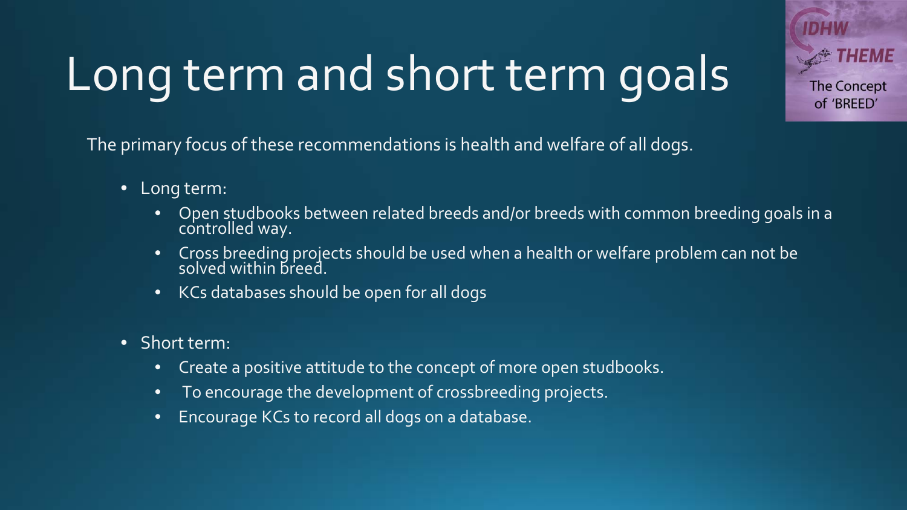# Long term and short term goals

IDHW THEME
The Concept of 'BREED'

The primary focus of these recommendations is health and welfare of all dogs.

- Long term:
  - Open studbooks between related breeds and/or breeds with common breeding goals in a controlled way.
  - Cross breeding projects should be used when a health or welfare problem can not be solved within breed.
  - KCs databases should be open for all dogs
- Short term:
  - Create a positive attitude to the concept of more open studbooks.
  - To encourage the development of crossbreeding projects.
  - Encourage KCs to record all dogs on a database.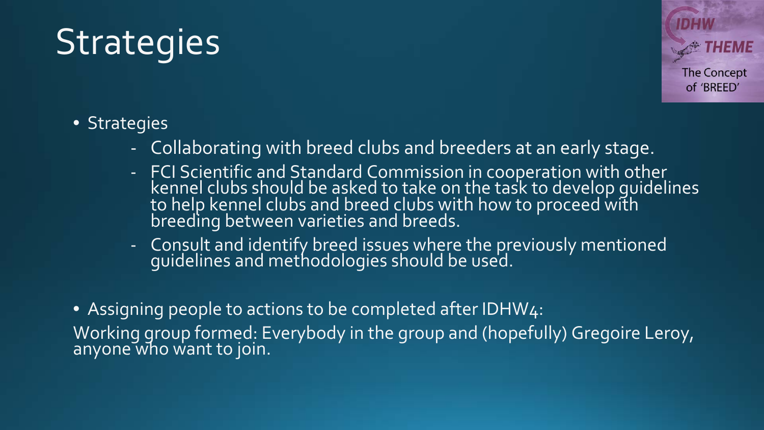# Strategies

IDHW THEME

The Concept of 'BREED'

- Strategies
  - Collaborating with breed clubs and breeders at an early stage.
  - FCI Scientific and Standard Commission in cooperation with other kennel clubs should be asked to take on the task to develop guidelines to help kennel clubs and breed clubs with how to proceed with breeding between varieties and breeds.
  - Consult and identify breed issues where the previously mentioned guidelines and methodologies should be used.

- Assigning people to actions to be completed after IDHW4:

Working group formed: Everybody in the group and (hopefully) Gregoire Leroy, anyone who want to join.